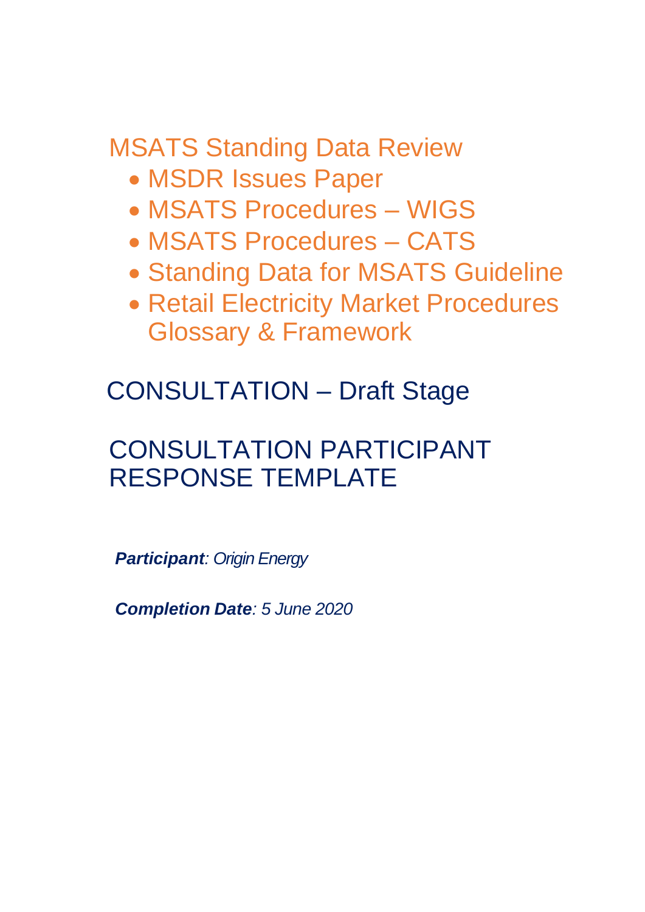# MSATS Standing Data Review

- MSDR Issues Paper
- MSATS Procedures – WIGS
- MSATS Procedures – CATS
- Standing Data for MSATS Guideline
- Retail Electricity Market Procedures Glossary & Framework

## CONSULTATION – Draft Stage

## CONSULTATION PARTICIPANT RESPONSE TEMPLATE

***Participant**: Origin Energy*

***Completion Date**: 5 June 2020*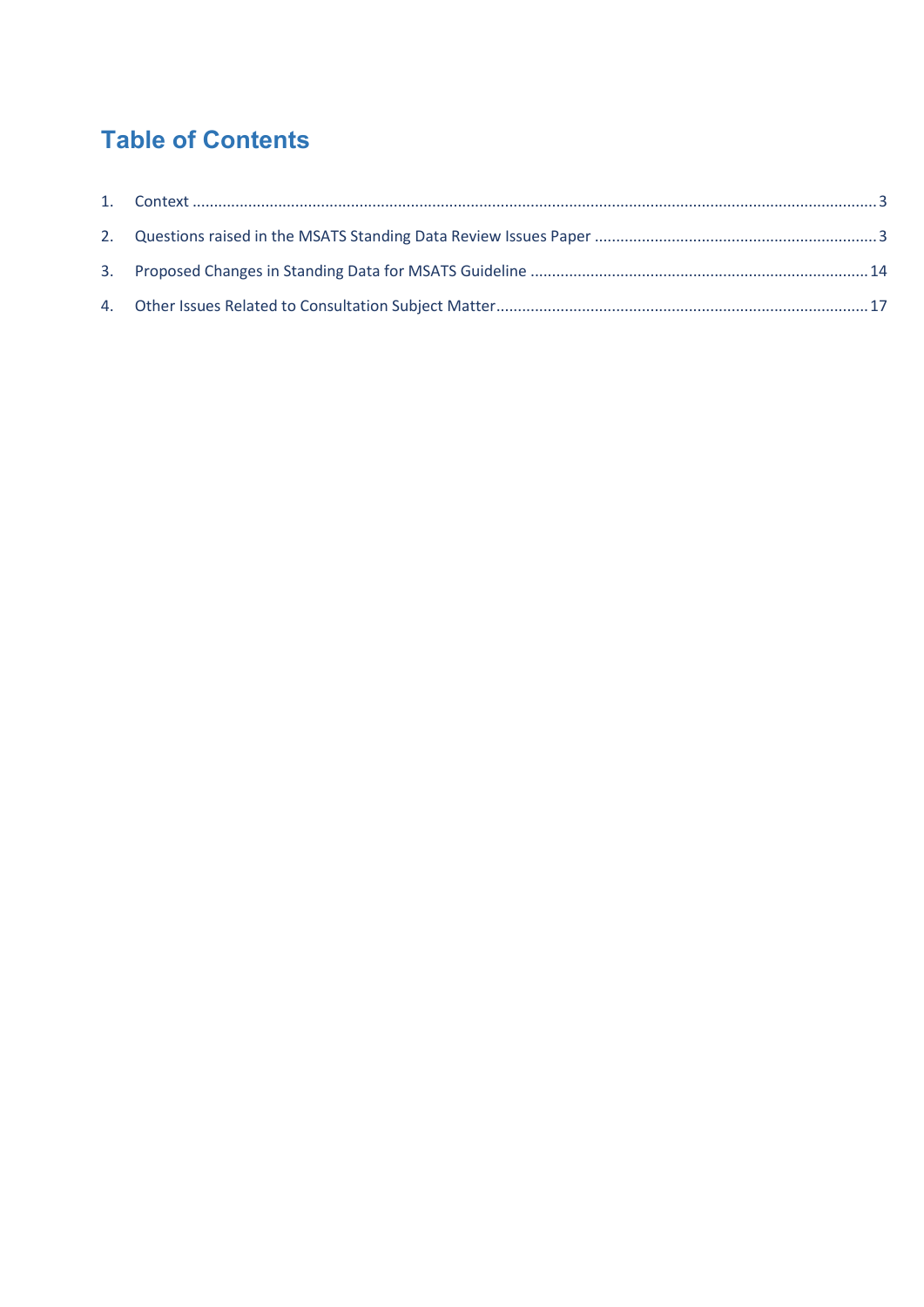# Table of Contents

1. Context ........................................................................................................................................ 3
2. Questions raised in the MSATS Standing Data Review Issues Paper ............................................................ 3
3. Proposed Changes in Standing Data for MSATS Guideline ....................................................................... 14
4. Other Issues Related to Consultation Subject Matter ................................................................................ 17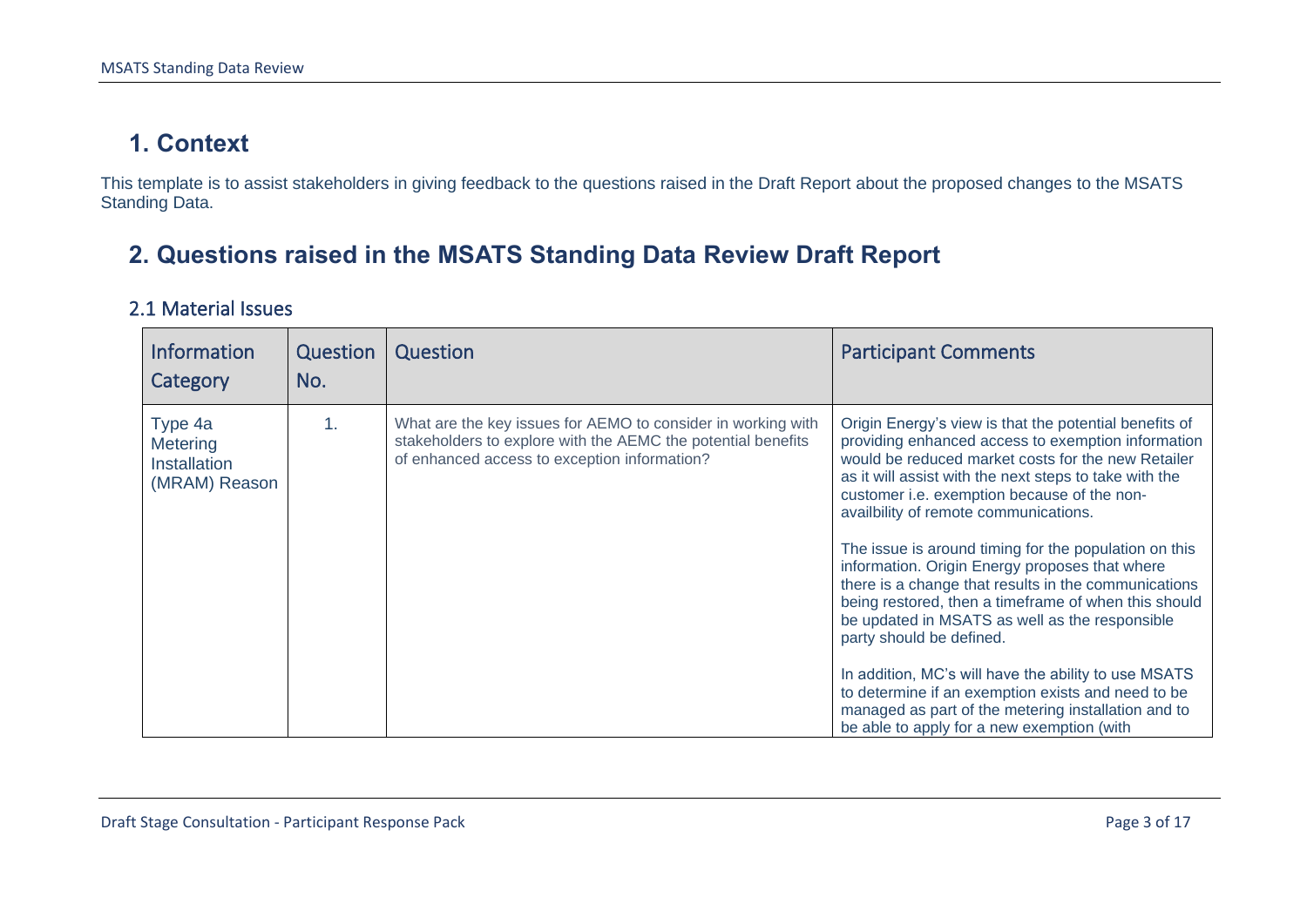# 1. Context

This template is to assist stakeholders in giving feedback to the questions raised in the Draft Report about the proposed changes to the MSATS Standing Data.

# 2. Questions raised in the MSATS Standing Data Review Draft Report

## 2.1 Material Issues

| Information Category | Question No. | Question | Participant Comments |
|---|---|---|---|
| Type 4a Metering Installation (MRAM) Reason | 1. | What are the key issues for AEMO to consider in working with stakeholders to explore with the AEMC the potential benefits of enhanced access to exception information? | Origin Energy's view is that the potential benefits of providing enhanced access to exemption information would be reduced market costs for the new Retailer as it will assist with the next steps to take with the customer i.e. exemption because of the non-availbility of remote communications.<br><br>The issue is around timing for the population on this information. Origin Energy proposes that where there is a change that results in the communications being restored, then a timeframe of when this should be updated in MSATS as well as the responsible party should be defined.<br><br>In addition, MC's will have the ability to use MSATS to determine if an exemption exists and need to be managed as part of the metering installation and to be able to apply for a new exemption (with |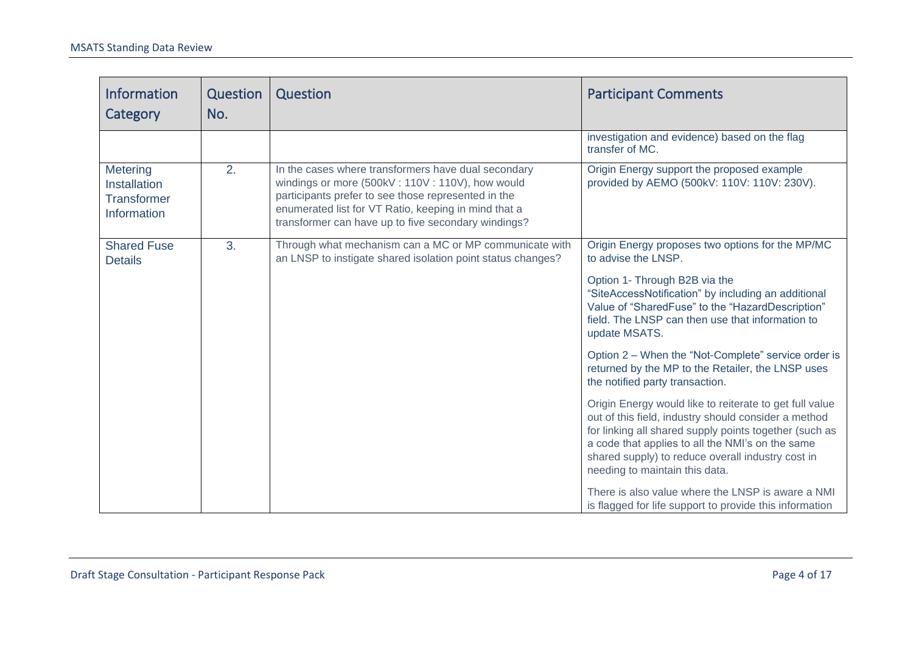| Information Category | Question No. | Question | Participant Comments |
|---|---|---|---|
| | | | investigation and evidence) based on the flag transfer of MC. |
| Metering Installation Transformer Information | 2. | In the cases where transformers have dual secondary windings or more (500kV : 110V : 110V), how would participants prefer to see those represented in the enumerated list for VT Ratio, keeping in mind that a transformer can have up to five secondary windings? | Origin Energy support the proposed example provided by AEMO (500kV: 110V: 110V: 230V). |
| Shared Fuse Details | 3. | Through what mechanism can a MC or MP communicate with an LNSP to instigate shared isolation point status changes? | Origin Energy proposes two options for the MP/MC to advise the LNSP.<br><br>Option 1- Through B2B via the “SiteAccessNotification” by including an additional Value of “SharedFuse” to the “HazardDescription” field. The LNSP can then use that information to update MSATS.<br><br>Option 2 – When the “Not-Complete” service order is returned by the MP to the Retailer, the LNSP uses the notified party transaction.<br><br>Origin Energy would like to reiterate to get full value out of this field, industry should consider a method for linking all shared supply points together (such as a code that applies to all the NMI’s on the same shared supply) to reduce overall industry cost in needing to maintain this data.<br><br>There is also value where the LNSP is aware a NMI is flagged for life support to provide this information |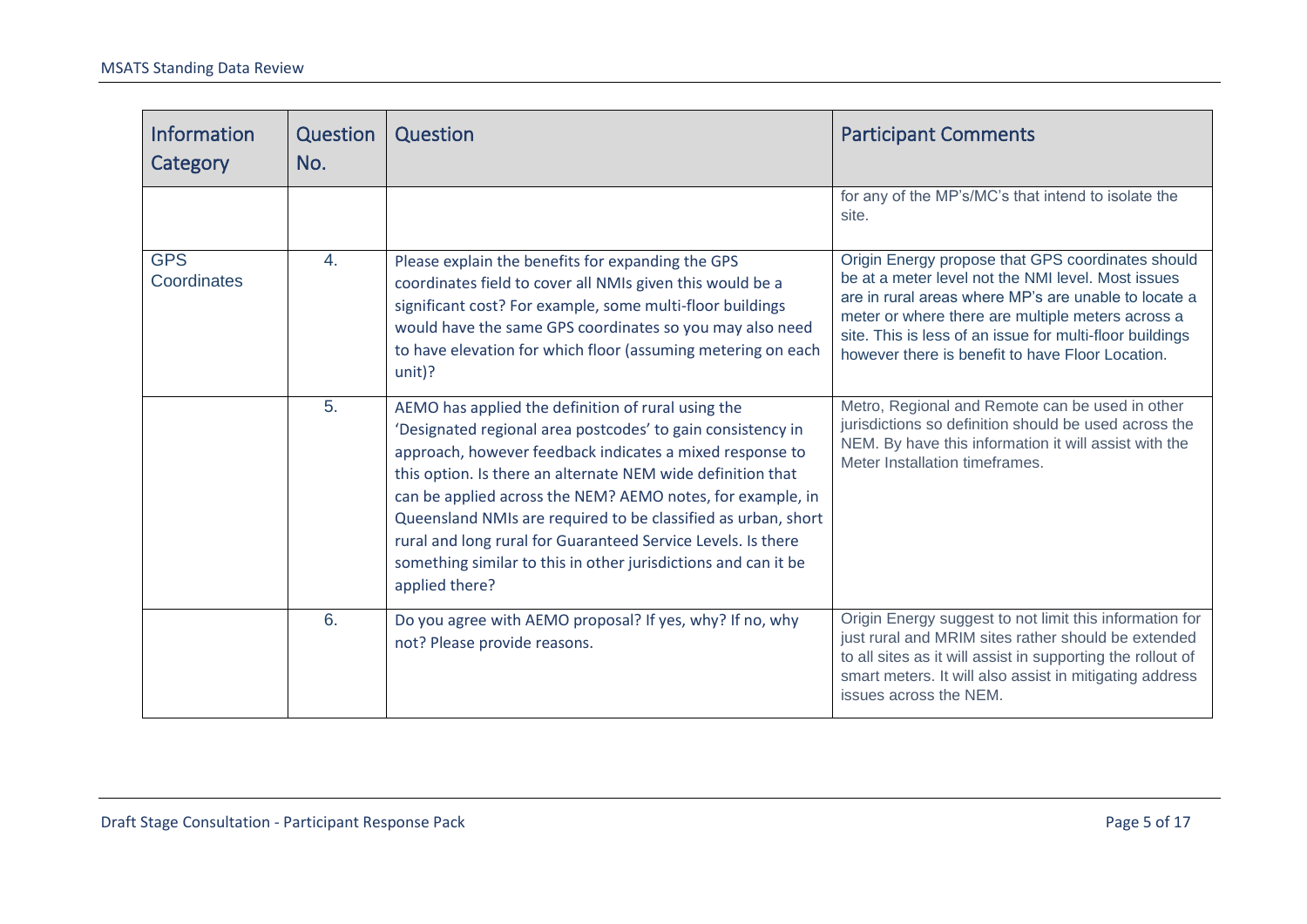| Information Category | Question No. | Question | Participant Comments |
|---|---|---|---|
| | | | for any of the MP's/MC's that intend to isolate the site. |
| GPS Coordinates | 4. | Please explain the benefits for expanding the GPS coordinates field to cover all NMIs given this would be a significant cost? For example, some multi-floor buildings would have the same GPS coordinates so you may also need to have elevation for which floor (assuming metering on each unit)? | Origin Energy propose that GPS coordinates should be at a meter level not the NMI level. Most issues are in rural areas where MP's are unable to locate a meter or where there are multiple meters across a site. This is less of an issue for multi-floor buildings however there is benefit to have Floor Location. |
| | 5. | AEMO has applied the definition of rural using the 'Designated regional area postcodes' to gain consistency in approach, however feedback indicates a mixed response to this option. Is there an alternate NEM wide definition that can be applied across the NEM? AEMO notes, for example, in Queensland NMIs are required to be classified as urban, short rural and long rural for Guaranteed Service Levels. Is there something similar to this in other jurisdictions and can it be applied there? | Metro, Regional and Remote can be used in other jurisdictions so definition should be used across the NEM. By have this information it will assist with the Meter Installation timeframes. |
| | 6. | Do you agree with AEMO proposal? If yes, why? If no, why not? Please provide reasons. | Origin Energy suggest to not limit this information for just rural and MRIM sites rather should be extended to all sites as it will assist in supporting the rollout of smart meters. It will also assist in mitigating address issues across the NEM. |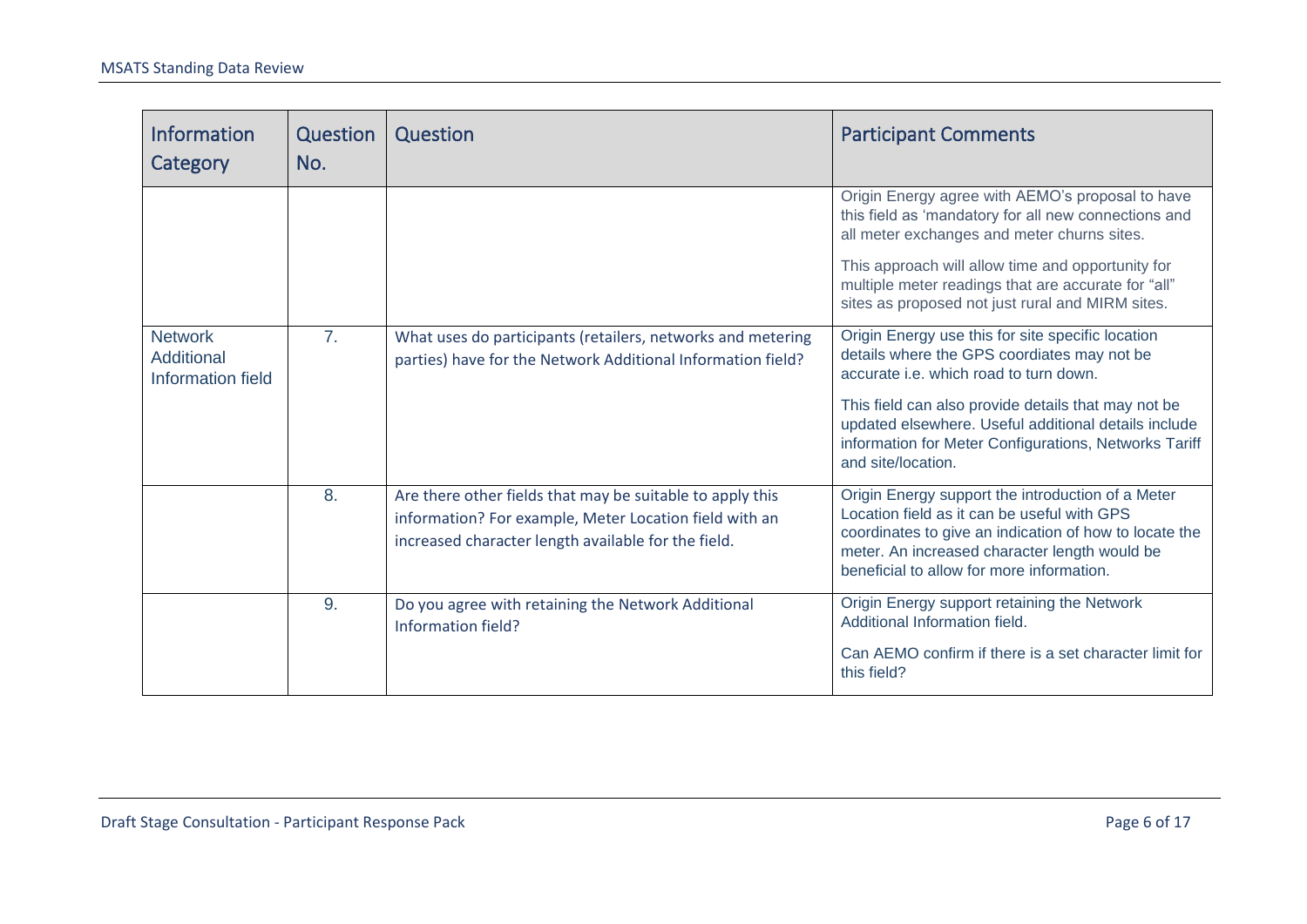| Information Category | Question No. | Question | Participant Comments |
|---|---|---|---|
| | | | Origin Energy agree with AEMO's proposal to have this field as 'mandatory for all new connections and all meter exchanges and meter churns sites.<br><br>This approach will allow time and opportunity for multiple meter readings that are accurate for "all" sites as proposed not just rural and MIRM sites. |
| Network Additional Information field | 7. | What uses do participants (retailers, networks and metering parties) have for the Network Additional Information field? | Origin Energy use this for site specific location details where the GPS coordiates may not be accurate i.e. which road to turn down.<br><br>This field can also provide details that may not be updated elsewhere. Useful additional details include information for Meter Configurations, Networks Tariff and site/location. |
| | 8. | Are there other fields that may be suitable to apply this information? For example, Meter Location field with an increased character length available for the field. | Origin Energy support the introduction of a Meter Location field as it can be useful with GPS coordinates to give an indication of how to locate the meter. An increased character length would be beneficial to allow for more information. |
| | 9. | Do you agree with retaining the Network Additional Information field? | Origin Energy support retaining the Network Additional Information field.<br><br>Can AEMO confirm if there is a set character limit for this field? |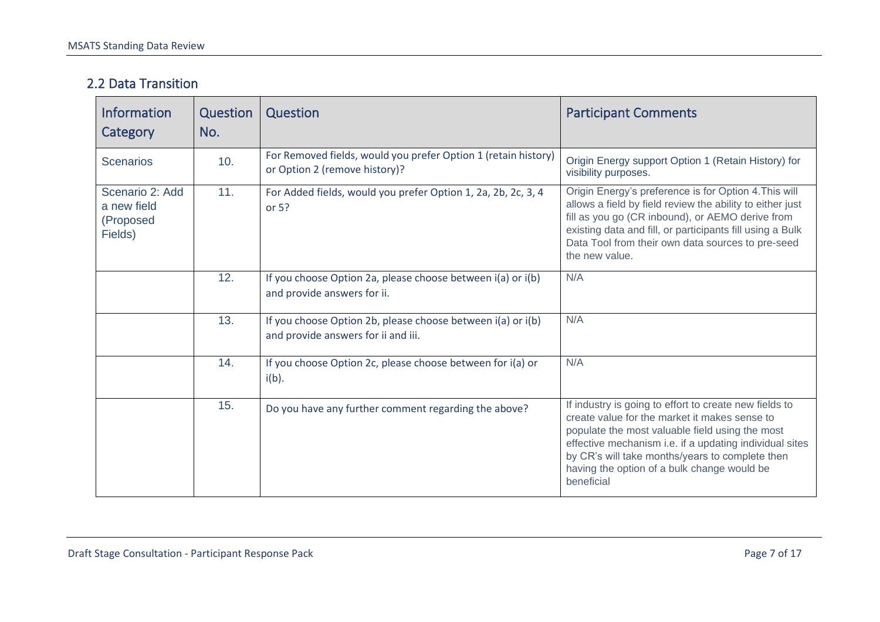## 2.2 Data Transition

| Information Category | Question No. | Question | Participant Comments |
|---|---|---|---|
| Scenarios | 10. | For Removed fields, would you prefer Option 1 (retain history) or Option 2 (remove history)? | Origin Energy support Option 1 (Retain History) for visibility purposes. |
| Scenario 2: Add a new field (Proposed Fields) | 11. | For Added fields, would you prefer Option 1, 2a, 2b, 2c, 3, 4 or 5? | Origin Energy's preference is for Option 4.This will allows a field by field review the ability to either just fill as you go (CR inbound), or AEMO derive from existing data and fill, or participants fill using a Bulk Data Tool from their own data sources to pre-seed the new value. |
| | 12. | If you choose Option 2a, please choose between i(a) or i(b) and provide answers for ii. | N/A |
| | 13. | If you choose Option 2b, please choose between i(a) or i(b) and provide answers for ii and iii. | N/A |
| | 14. | If you choose Option 2c, please choose between for i(a) or i(b). | N/A |
| | 15. | Do you have any further comment regarding the above? | If industry is going to effort to create new fields to create value for the market it makes sense to populate the most valuable field using the most effective mechanism i.e. if a updating individual sites by CR's will take months/years to complete then having the option of a bulk change would be beneficial |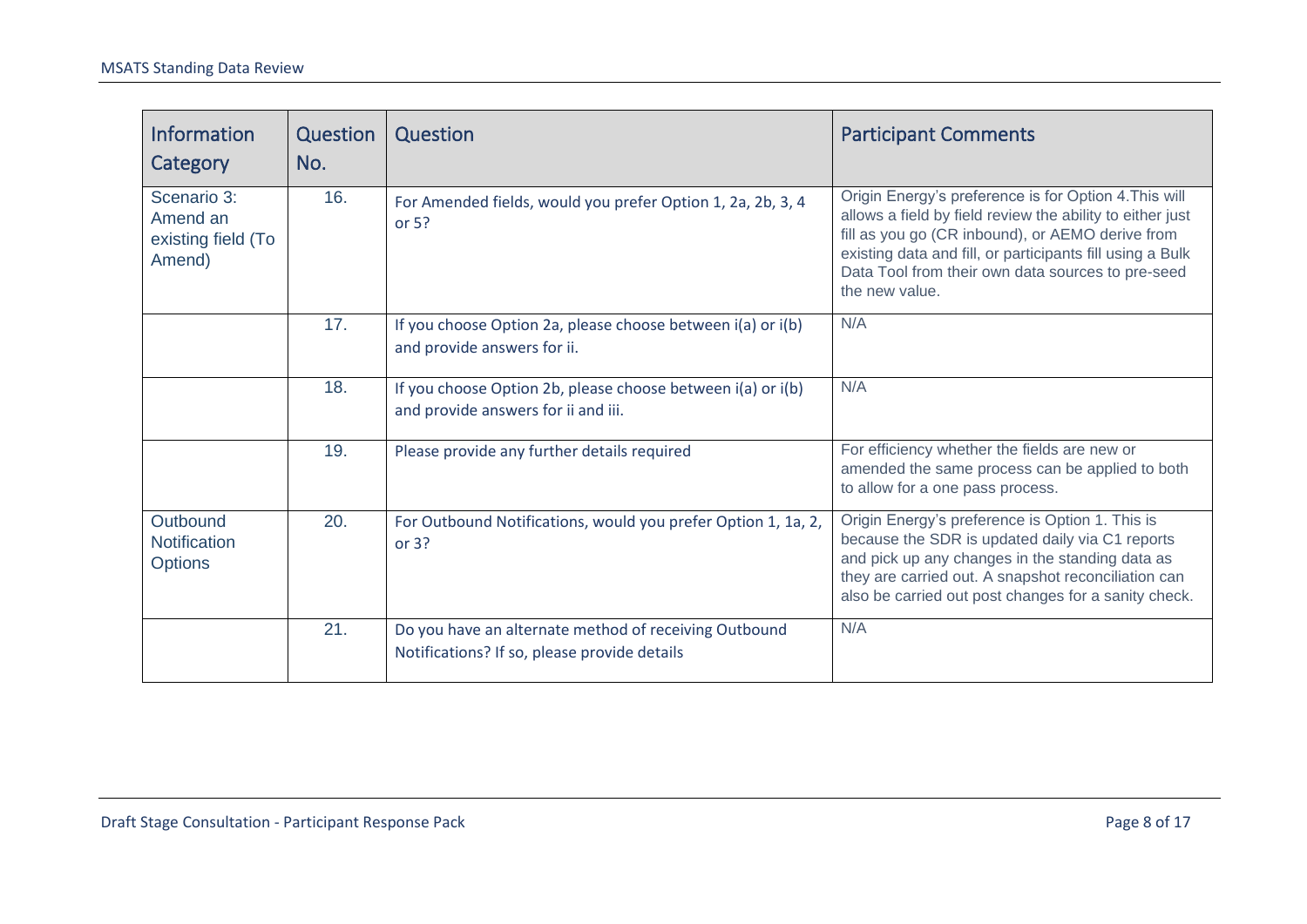| Information Category | Question No. | Question | Participant Comments |
|---|---|---|---|
| Scenario 3: Amend an existing field (To Amend) | 16. | For Amended fields, would you prefer Option 1, 2a, 2b, 3, 4 or 5? | Origin Energy's preference is for Option 4.This will allows a field by field review the ability to either just fill as you go (CR inbound), or AEMO derive from existing data and fill, or participants fill using a Bulk Data Tool from their own data sources to pre-seed the new value. |
| | 17. | If you choose Option 2a, please choose between i(a) or i(b) and provide answers for ii. | N/A |
| | 18. | If you choose Option 2b, please choose between i(a) or i(b) and provide answers for ii and iii. | N/A |
| | 19. | Please provide any further details required | For efficiency whether the fields are new or amended the same process can be applied to both to allow for a one pass process. |
| Outbound Notification Options | 20. | For Outbound Notifications, would you prefer Option 1, 1a, 2, or 3? | Origin Energy's preference is Option 1. This is because the SDR is updated daily via C1 reports and pick up any changes in the standing data as they are carried out. A snapshot reconciliation can also be carried out post changes for a sanity check. |
| | 21. | Do you have an alternate method of receiving Outbound Notifications? If so, please provide details | N/A |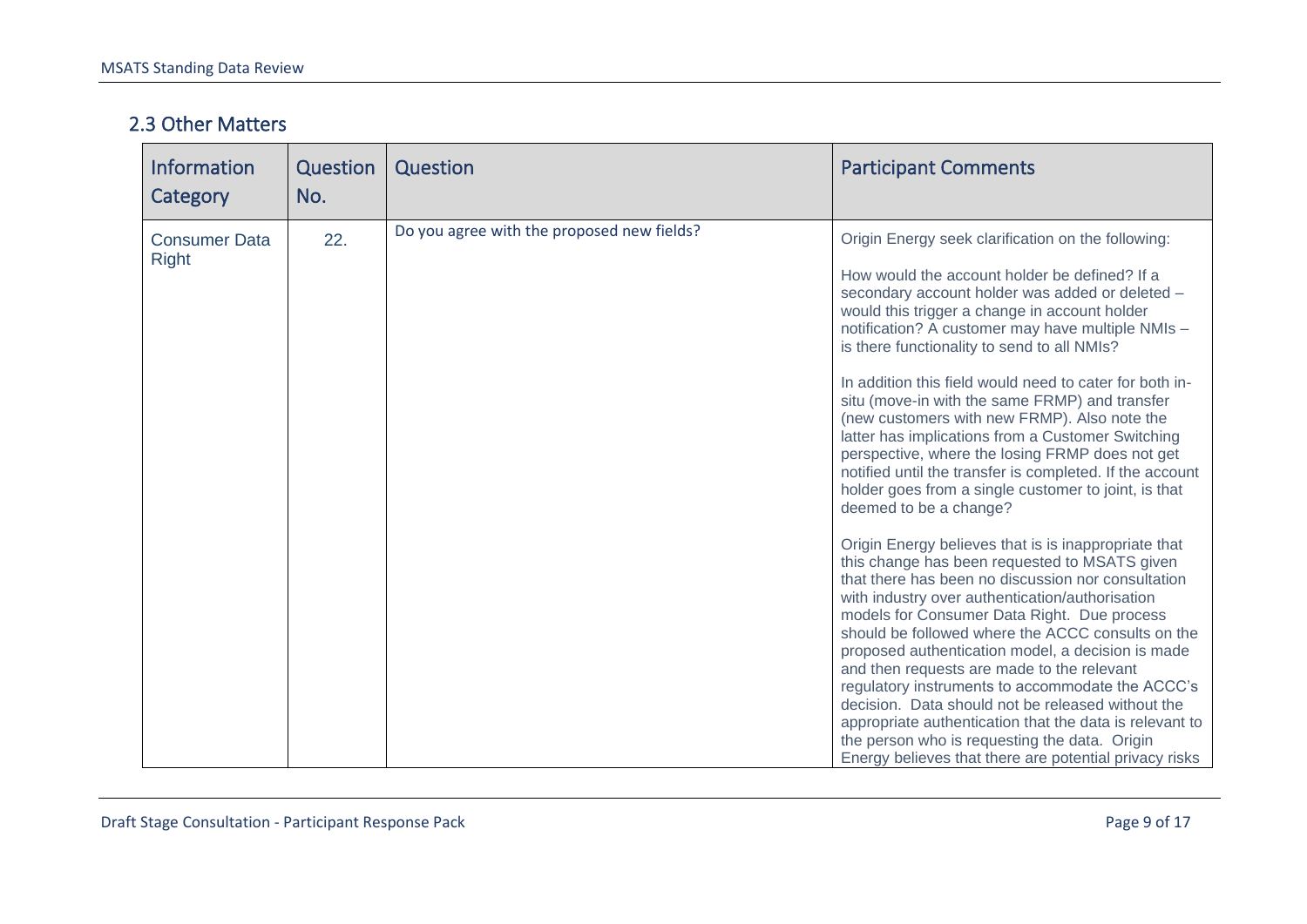## 2.3 Other Matters

| Information Category | Question No. | Question | Participant Comments |
|---|---|---|---|
| Consumer Data Right | 22. | Do you agree with the proposed new fields? | Origin Energy seek clarification on the following:<br><br>How would the account holder be defined? If a secondary account holder was added or deleted – would this trigger a change in account holder notification? A customer may have multiple NMIs – is there functionality to send to all NMIs?<br><br>In addition this field would need to cater for both in-situ (move-in with the same FRMP) and transfer (new customers with new FRMP). Also note the latter has implications from a Customer Switching perspective, where the losing FRMP does not get notified until the transfer is completed. If the account holder goes from a single customer to joint, is that deemed to be a change?<br><br>Origin Energy believes that is is inappropriate that this change has been requested to MSATS given that there has been no discussion nor consultation with industry over authentication/authorisation models for Consumer Data Right. Due process should be followed where the ACCC consults on the proposed authentication model, a decision is made and then requests are made to the relevant regulatory instruments to accommodate the ACCC's decision. Data should not be released without the appropriate authentication that the data is relevant to the person who is requesting the data. Origin Energy believes that there are potential privacy risks |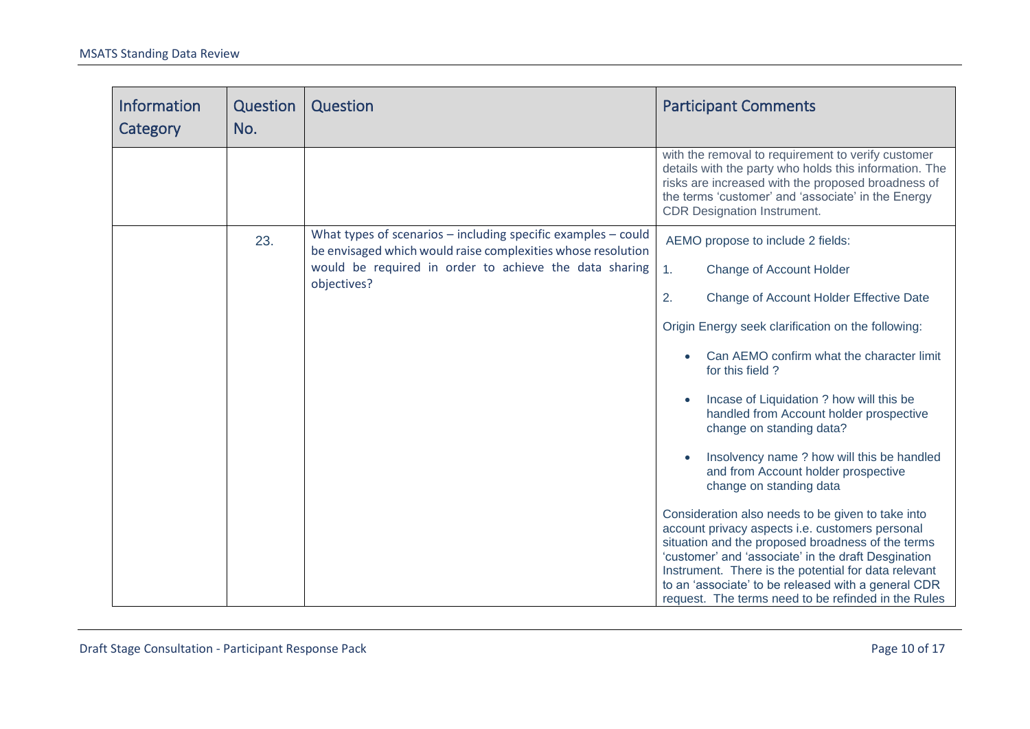| Information Category | Question No. | Question | Participant Comments |
| --- | --- | --- | --- |
| | | | with the removal to requirement to verify customer details with the party who holds this information. The risks are increased with the proposed broadness of the terms 'customer' and 'associate' in the Energy CDR Designation Instrument. |
| | 23. | What types of scenarios – including specific examples – could be envisaged which would raise complexities whose resolution would be required in order to achieve the data sharing objectives? | AEMO propose to include 2 fields:<br><br>1. Change of Account Holder<br>2. Change of Account Holder Effective Date<br><br>Origin Energy seek clarification on the following:<br><br>• Can AEMO confirm what the character limit for this field ?<br>• Incase of Liquidation ? how will this be handled from Account holder prospective change on standing data?<br>• Insolvency name ? how will this be handled and from Account holder prospective change on standing data<br><br>Consideration also needs to be given to take into account privacy aspects i.e. customers personal situation and the proposed broadness of the terms 'customer' and 'associate' in the draft Desgination Instrument. There is the potential for data relevant to an 'associate' to be released with a general CDR request. The terms need to be refinded in the Rules |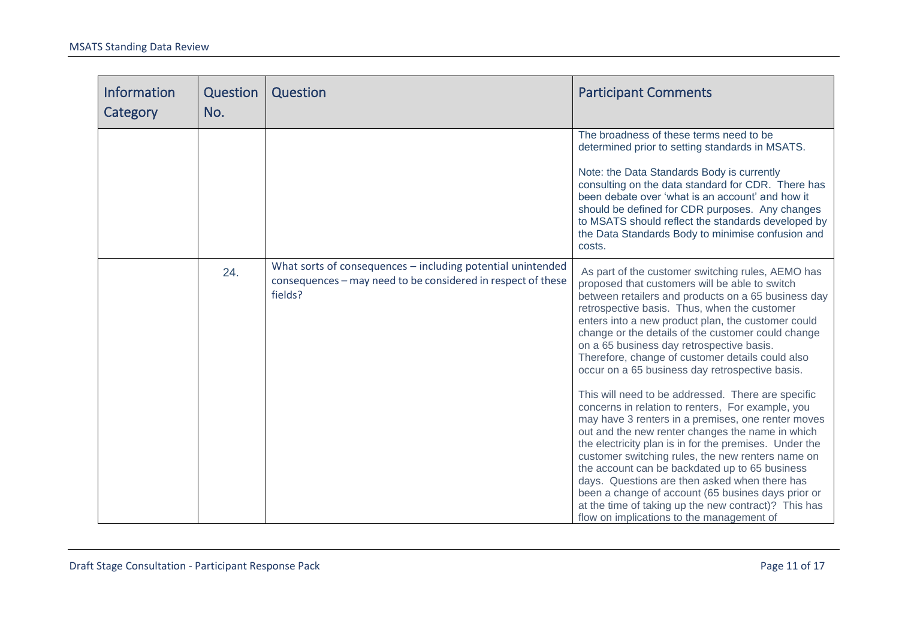| Information Category | Question No. | Question | Participant Comments |
|---|---|---|---|
| | | | The broadness of these terms need to be determined prior to setting standards in MSATS.<br><br>Note: the Data Standards Body is currently consulting on the data standard for CDR. There has been debate over 'what is an account' and how it should be defined for CDR purposes. Any changes to MSATS should reflect the standards developed by the Data Standards Body to minimise confusion and costs. |
| | 24. | What sorts of consequences – including potential unintended consequences – may need to be considered in respect of these fields? | As part of the customer switching rules, AEMO has proposed that customers will be able to switch between retailers and products on a 65 business day retrospective basis. Thus, when the customer enters into a new product plan, the customer could change or the details of the customer could change on a 65 business day retrospective basis. Therefore, change of customer details could also occur on a 65 business day retrospective basis.<br><br>This will need to be addressed. There are specific concerns in relation to renters, For example, you may have 3 renters in a premises, one renter moves out and the new renter changes the name in which the electricity plan is in for the premises. Under the customer switching rules, the new renters name on the account can be backdated up to 65 business days. Questions are then asked when there has been a change of account (65 busines days prior or at the time of taking up the new contract)? This has flow on implications to the management of |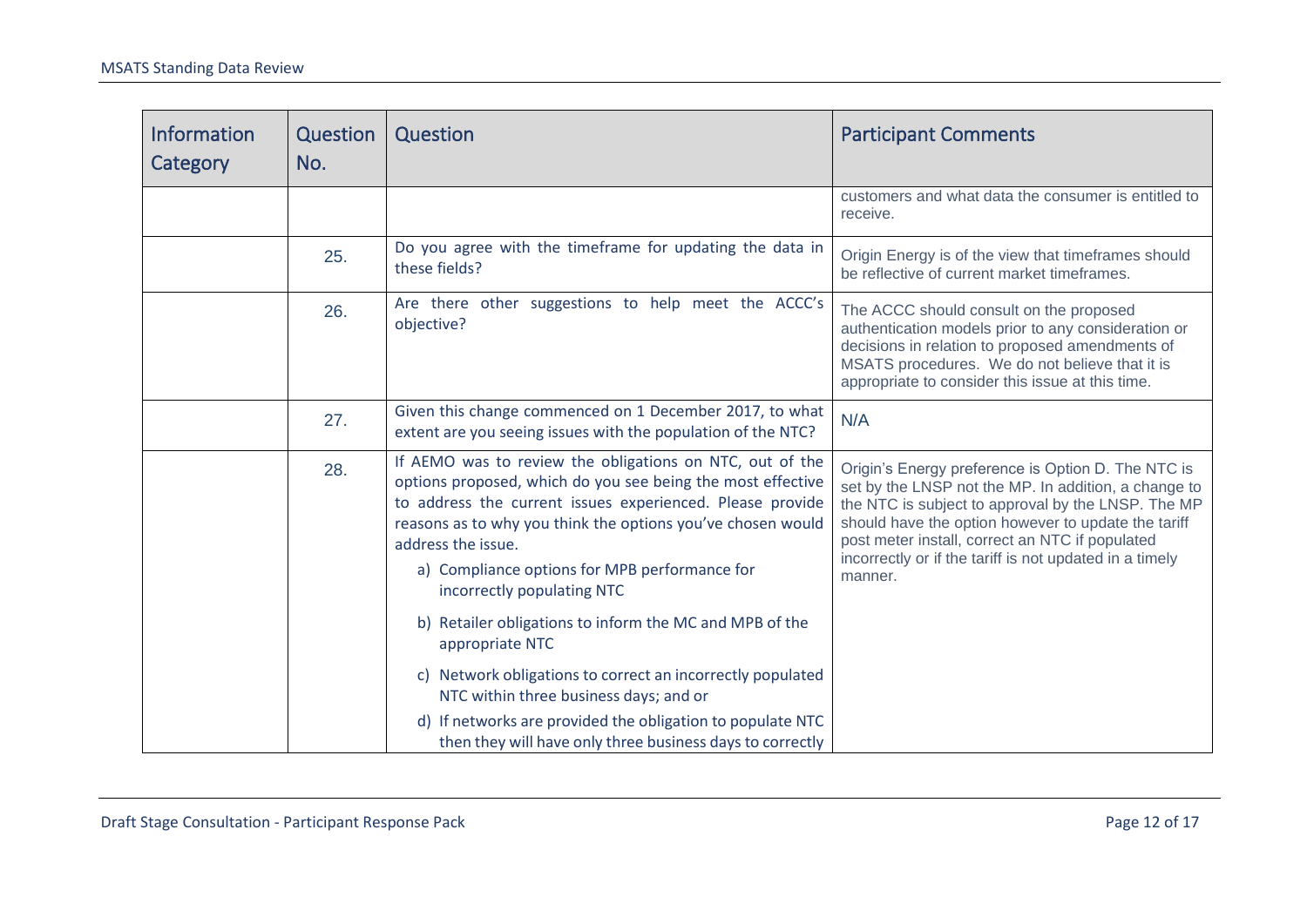| Information Category | Question No. | Question | Participant Comments |
|---|---|---|---|
| | | | customers and what data the consumer is entitled to receive. |
| | 25. | Do you agree with the timeframe for updating the data in these fields? | Origin Energy is of the view that timeframes should be reflective of current market timeframes. |
| | 26. | Are there other suggestions to help meet the ACCC's objective? | The ACCC should consult on the proposed authentication models prior to any consideration or decisions in relation to proposed amendments of MSATS procedures. We do not believe that it is appropriate to consider this issue at this time. |
| | 27. | Given this change commenced on 1 December 2017, to what extent are you seeing issues with the population of the NTC? | N/A |
| | 28. | If AEMO was to review the obligations on NTC, out of the options proposed, which do you see being the most effective to address the current issues experienced. Please provide reasons as to why you think the options you've chosen would address the issue.<br>a) Compliance options for MPB performance for incorrectly populating NTC<br>b) Retailer obligations to inform the MC and MPB of the appropriate NTC<br>c) Network obligations to correct an incorrectly populated NTC within three business days; and or<br>d) If networks are provided the obligation to populate NTC then they will have only three business days to correctly | Origin's Energy preference is Option D. The NTC is set by the LNSP not the MP. In addition, a change to the NTC is subject to approval by the LNSP. The MP should have the option however to update the tariff post meter install, correct an NTC if populated incorrectly or if the tariff is not updated in a timely manner. |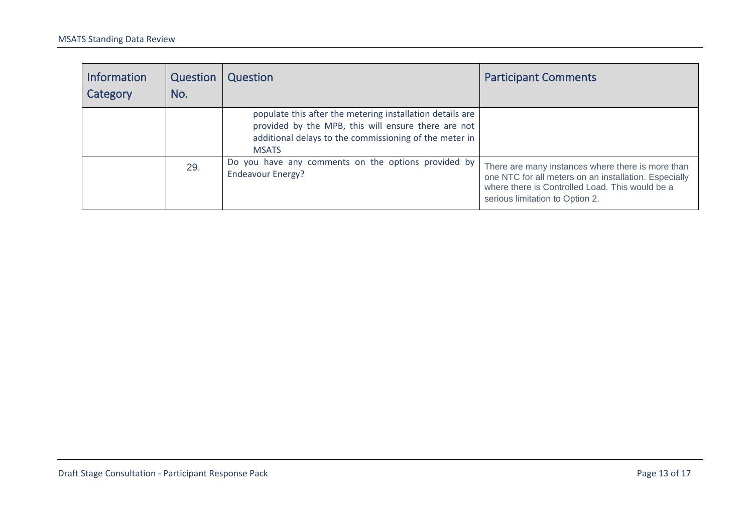| Information Category | Question No. | Question | Participant Comments |
| --- | --- | --- | --- |
| | | populate this after the metering installation details are provided by the MPB, this will ensure there are not additional delays to the commissioning of the meter in MSATS | |
| | 29. | Do you have any comments on the options provided by Endeavour Energy? | There are many instances where there is more than one NTC for all meters on an installation. Especially where there is Controlled Load. This would be a serious limitation to Option 2. |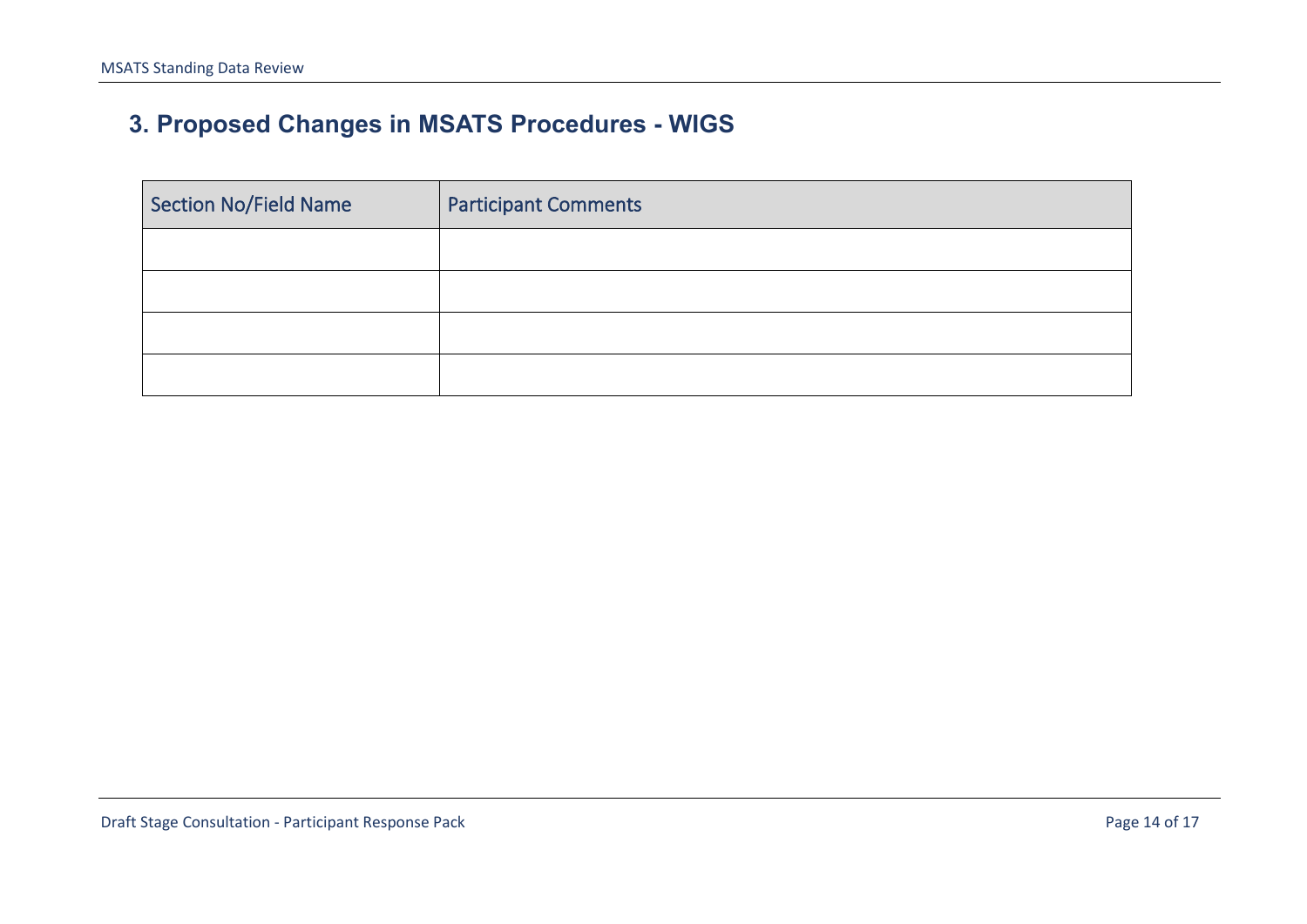## 3. Proposed Changes in MSATS Procedures - WIGS

| Section No/Field Name | Participant Comments |
| --- | --- |
| | |
| | |
| | |
| | |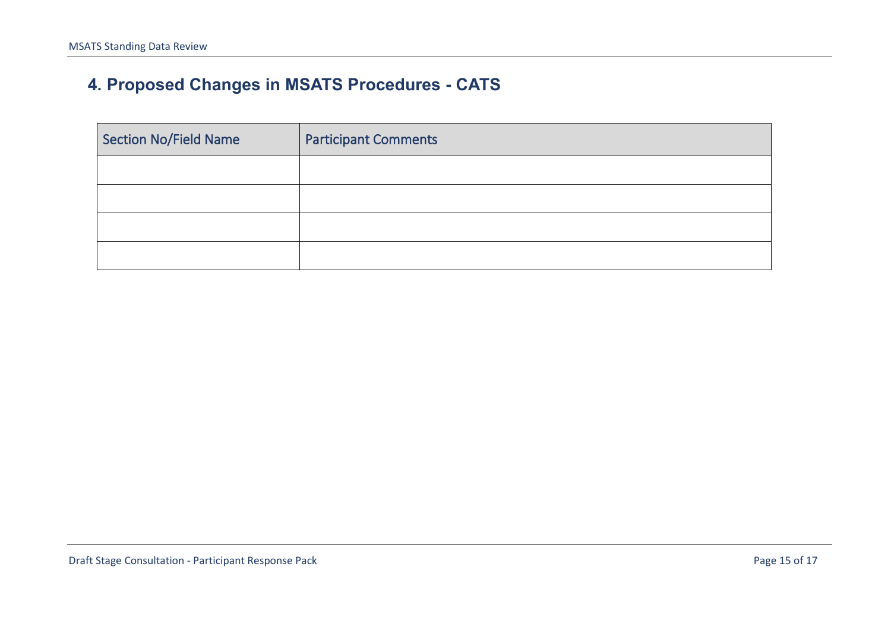## 4. Proposed Changes in MSATS Procedures - CATS

| Section No/Field Name | Participant Comments |
| --- | --- |
| | |
| | |
| | |
| | |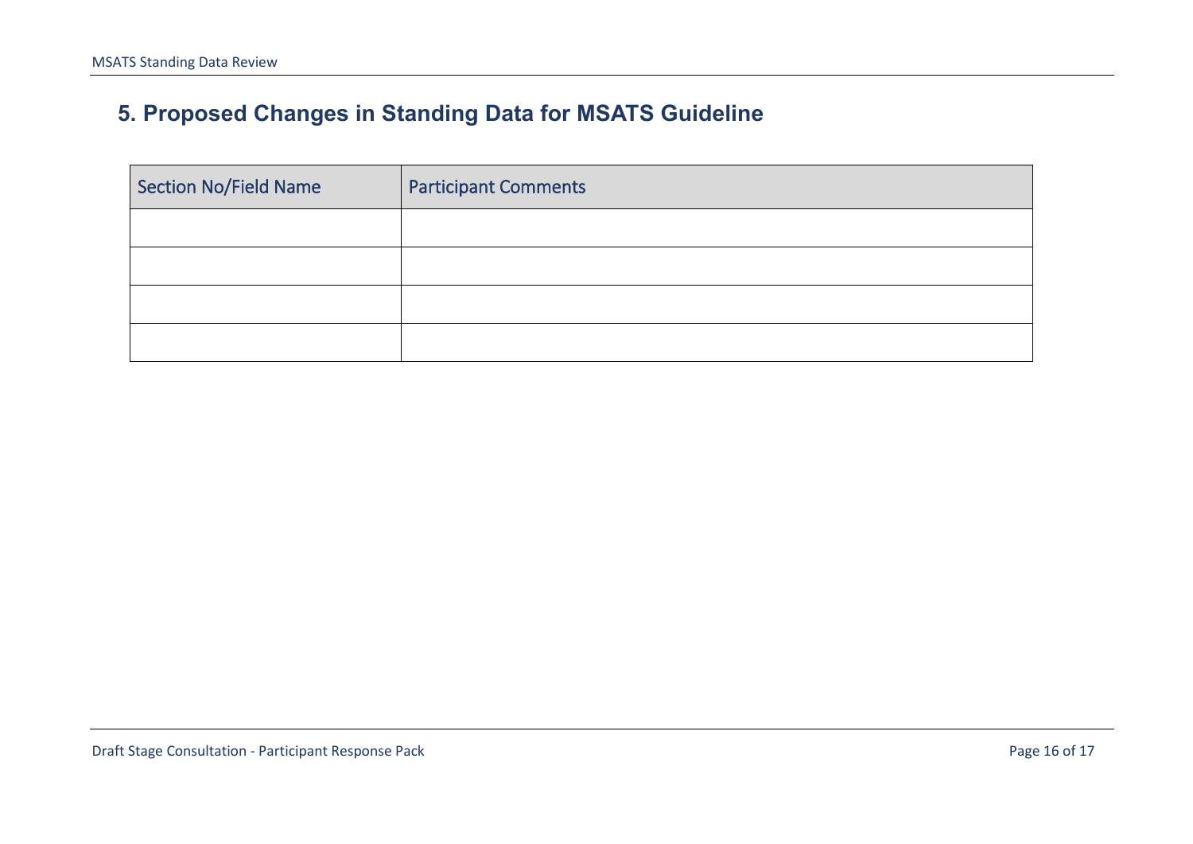## 5. Proposed Changes in Standing Data for MSATS Guideline

| Section No/Field Name | Participant Comments |
|---|---|
| | |
| | |
| | |
| | |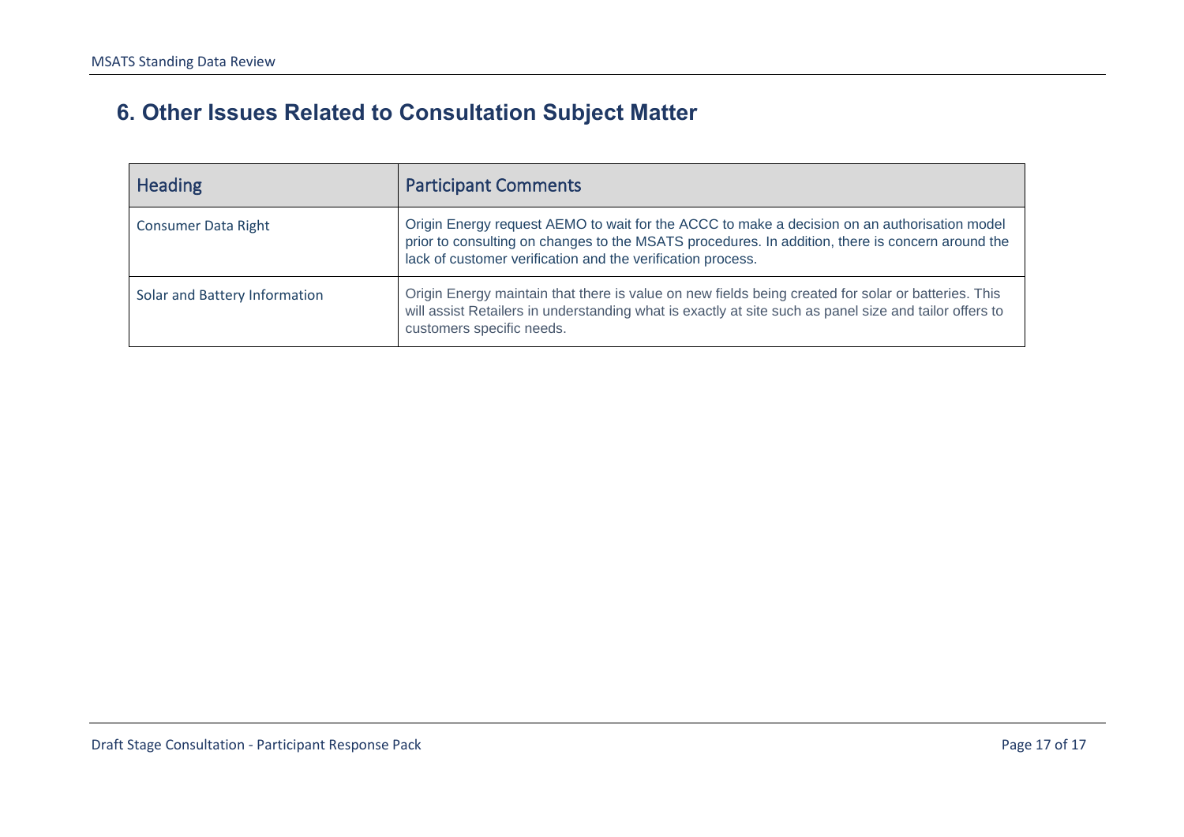## 6. Other Issues Related to Consultation Subject Matter

| Heading | Participant Comments |
| --- | --- |
| Consumer Data Right | Origin Energy request AEMO to wait for the ACCC to make a decision on an authorisation model prior to consulting on changes to the MSATS procedures. In addition, there is concern around the lack of customer verification and the verification process. |
| Solar and Battery Information | Origin Energy maintain that there is value on new fields being created for solar or batteries. This will assist Retailers in understanding what is exactly at site such as panel size and tailor offers to customers specific needs. |